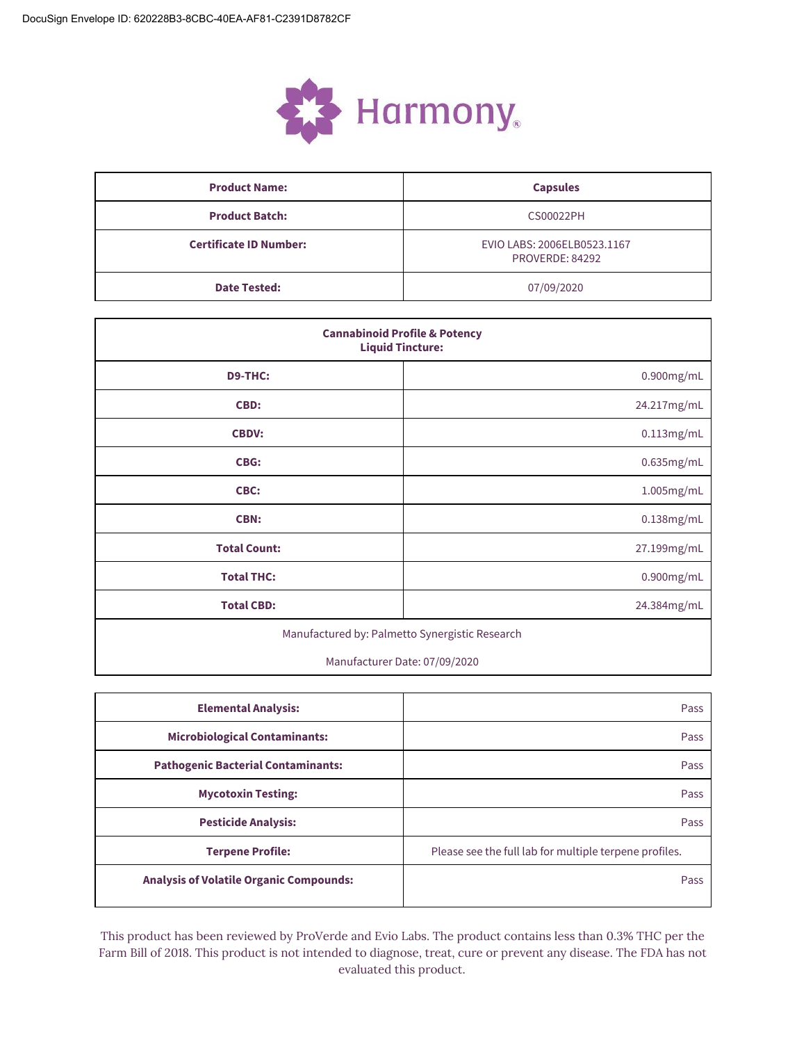DocuSign Envelope ID: 620228B3-8CBC-40EA-AF81-C2391D8782CF

# Harmony®

| Product Name: | Capsules |
|---|---|
| Product Batch: | CS00022PH |
| Certificate ID Number: | EVIO LABS: 2006ELB0523.1167<br>PROVERDE: 84292 |
| Date Tested: | 07/09/2020 |

| Cannabinoid Profile & Potency<br>Liquid Tincture: | |
|---|---|
| D9-THC: | 0.900mg/mL |
| CBD: | 24.217mg/mL |
| CBDV: | 0.113mg/mL |
| CBG: | 0.635mg/mL |
| CBC: | 1.005mg/mL |
| CBN: | 0.138mg/mL |
| Total Count: | 27.199mg/mL |
| Total THC: | 0.900mg/mL |
| Total CBD: | 24.384mg/mL |
| Manufactured by: Palmetto Synergistic Research<br>Manufacturer Date: 07/09/2020 | |

| Elemental Analysis: | Pass |
|---|---|
| Microbiological Contaminants: | Pass |
| Pathogenic Bacterial Contaminants: | Pass |
| Mycotoxin Testing: | Pass |
| Pesticide Analysis: | Pass |
| Terpene Profile: | Please see the full lab for multiple terpene profiles. |
| Analysis of Volatile Organic Compounds: | Pass |

This product has been reviewed by ProVerde and Evio Labs. The product contains less than 0.3% THC per the Farm Bill of 2018. This product is not intended to diagnose, treat, cure or prevent any disease. The FDA has not evaluated this product.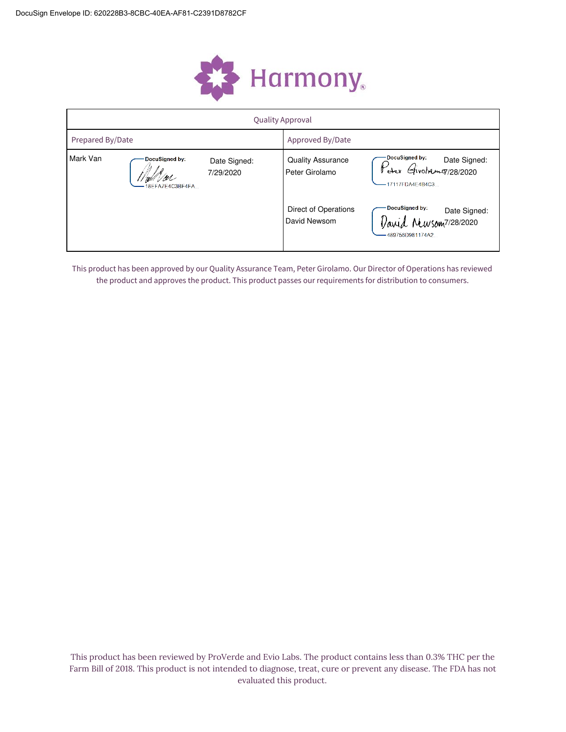DocuSign Envelope ID: 620228B3-8CBC-40EA-AF81-C2391D8782CF

# Harmony®

| Quality Approval | | | |
|---|---|---|---|
| **Prepared By/Date** | | **Approved By/Date** | |
| Mark Van | DocuSigned by: Mark Van, 18EFA7E4C3BF4FA... Date Signed: 7/29/2020 | Quality Assurance Peter Girolamo | DocuSigned by: Peter Girolamo, 17117FDA4E4B4C3... Date Signed: 7/28/2020 |
| | | Direct of Operations David Newsom | DocuSigned by: David Newsom, 489758D981174A2... Date Signed: 7/28/2020 |

This product has been approved by our Quality Assurance Team, Peter Girolamo. Our Director of Operations has reviewed the product and approves the product. This product passes our requirements for distribution to consumers.

This product has been reviewed by ProVerde and Evio Labs. The product contains less than 0.3% THC per the Farm Bill of 2018. This product is not intended to diagnose, treat, cure or prevent any disease. The FDA has not evaluated this product.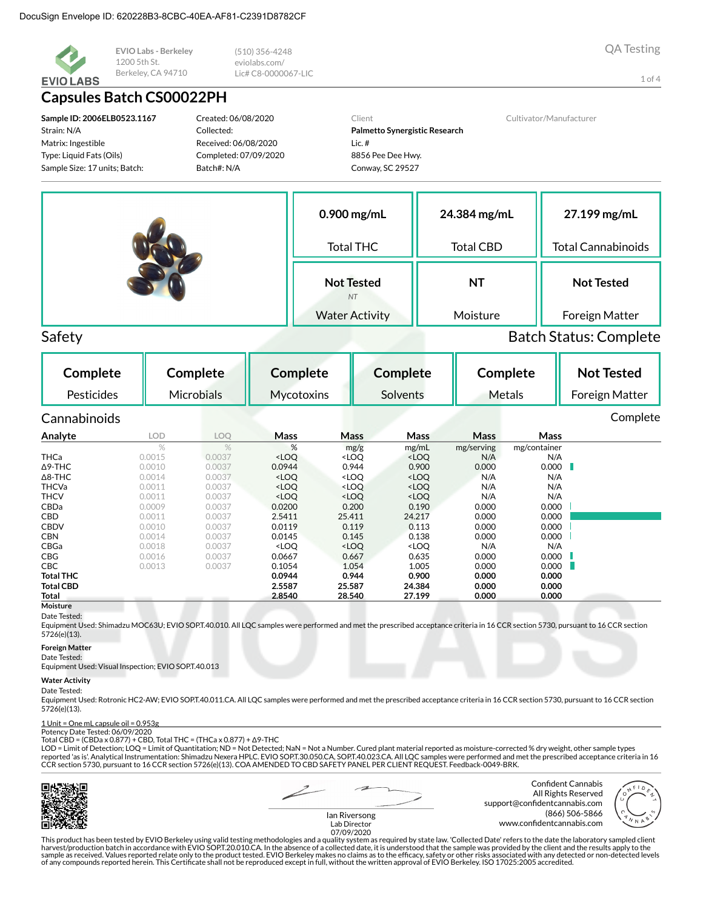DocuSign Envelope ID: 620228B3-8CBC-40EA-AF81-C2391D8782CF

EVIO Labs - Berkeley
1200 5th St.
Berkeley, CA 94710

(510) 356-4248
eviolabs.com/
Lic# C8-0000067-LIC

QA Testing

# Capsules Batch CS00022PH

**Sample ID: 2006ELB0523.1167**
Strain: N/A
Matrix: Ingestible
Type: Liquid Fats (Oils)
Sample Size: 17 units; Batch:

Created: 06/08/2020
Collected:
Received: 06/08/2020
Completed: 07/09/2020
Batch#: N/A

Client
**Palmetto Synergistic Research**
Lic. #
8856 Pee Dee Hwy.
Conway, SC 29527

Cultivator/Manufacturer

| 0.900 mg/mL | 24.384 mg/mL | 27.199 mg/mL |
|---|---|---|
| Total THC | Total CBD | Total Cannabinoids |
| **Not Tested** *NT* | **NT** | **Not Tested** |
| Water Activity | Moisture | Foreign Matter |

## Safety

Batch Status: Complete

| Complete | Complete | Complete | Complete | Complete | Not Tested |
|---|---|---|---|---|---|
| Pesticides | Microbials | Mycotoxins | Solvents | Metals | Foreign Matter |

## Cannabinoids

Complete

| Analyte | LOD | LOQ | Mass | Mass | Mass | Mass | Mass |
|---|---|---|---|---|---|---|---|
| | % | % | % | mg/g | mg/mL | mg/serving | mg/container |
| THCa | 0.0015 | 0.0037 | <LOQ | <LOQ | <LOQ | N/A | N/A |
| Δ9-THC | 0.0010 | 0.0037 | 0.0944 | 0.944 | 0.900 | 0.000 | 0.000 |
| Δ8-THC | 0.0014 | 0.0037 | <LOQ | <LOQ | <LOQ | N/A | N/A |
| THCVa | 0.0011 | 0.0037 | <LOQ | <LOQ | <LOQ | N/A | N/A |
| THCV | 0.0011 | 0.0037 | <LOQ | <LOQ | <LOQ | N/A | N/A |
| CBDa | 0.0009 | 0.0037 | 0.0200 | 0.200 | 0.190 | 0.000 | 0.000 |
| CBD | 0.0011 | 0.0037 | 2.5411 | 25.411 | 24.217 | 0.000 | 0.000 |
| CBDV | 0.0010 | 0.0037 | 0.0119 | 0.119 | 0.113 | 0.000 | 0.000 |
| CBN | 0.0014 | 0.0037 | 0.0145 | 0.145 | 0.138 | 0.000 | 0.000 |
| CBGa | 0.0018 | 0.0037 | <LOQ | <LOQ | <LOQ | N/A | N/A |
| CBG | 0.0016 | 0.0037 | 0.0667 | 0.667 | 0.635 | 0.000 | 0.000 |
| CBC | 0.0013 | 0.0037 | 0.1054 | 1.054 | 1.005 | 0.000 | 0.000 |
| **Total THC** | | | **0.0944** | **0.944** | **0.900** | **0.000** | **0.000** |
| **Total CBD** | | | **2.5587** | **25.587** | **24.384** | **0.000** | **0.000** |
| **Total** | | | **2.8540** | **28.540** | **27.199** | **0.000** | **0.000** |

**Moisture**
Date Tested:
Equipment Used: Shimadzu MOC63U; EVIO SOP.T.40.010. All LQC samples were performed and met the prescribed acceptance criteria in 16 CCR section 5730, pursuant to 16 CCR section 5726(e)(13).

**Foreign Matter**
Date Tested:
Equipment Used: Visual Inspection; EVIO SOP.T.40.013

**Water Activity**
Date Tested:
Equipment Used: Rotronic HC2-AW; EVIO SOP.T.40.011.CA. All LQC samples were performed and met the prescribed acceptance criteria in 16 CCR section 5730, pursuant to 16 CCR section 5726(e)(13).

1 Unit = One mL capsule oil = 0.953g
Potency Date Tested: 06/09/2020
Total CBD = (CBDa x 0.877) + CBD, Total THC = (THCa x 0.877) + Δ9-THC
LOD = Limit of Detection; LOQ = Limit of Quantitation; ND = Not Detected; NaN = Not a Number. Cured plant material reported as moisture-corrected % dry weight, other sample types reported 'as is'. Analytical Instrumentation: Shimadzu Nexera HPLC. EVIO SOP.T.30.050.CA, SOP.T.40.023.CA. All LQC samples were performed and met the prescribed acceptance criteria in 16 CCR section 5730, pursuant to 16 CCR section 5726(e)(13). COA AMENDED TO CBD SAFETY PANEL PER CLIENT REQUEST. Feedback-0049-BRK.

Ian Riversong
Lab Director
07/09/2020

Confident Cannabis
All Rights Reserved
support@confidentcannabis.com
(866) 506-5866
www.confidentcannabis.com

This product has been tested by EVIO Berkeley using valid testing methodologies and a quality system as required by state law. 'Collected Date' refers to the date the laboratory sampled client harvest/production batch in accordance with EVIO SOP.T.20.010.CA. In the absence of a collected date, it is understood that the sample was provided by the client and the results apply to the sample as received. Values reported relate only to the product tested. EVIO Berkeley makes no claims as to the efficacy, safety or other risks associated with any detected or non-detected levels of any compounds reported herein. This Certificate shall not be reproduced except in full, without the written approval of EVIO Berkeley. ISO 17025:2005 accredited.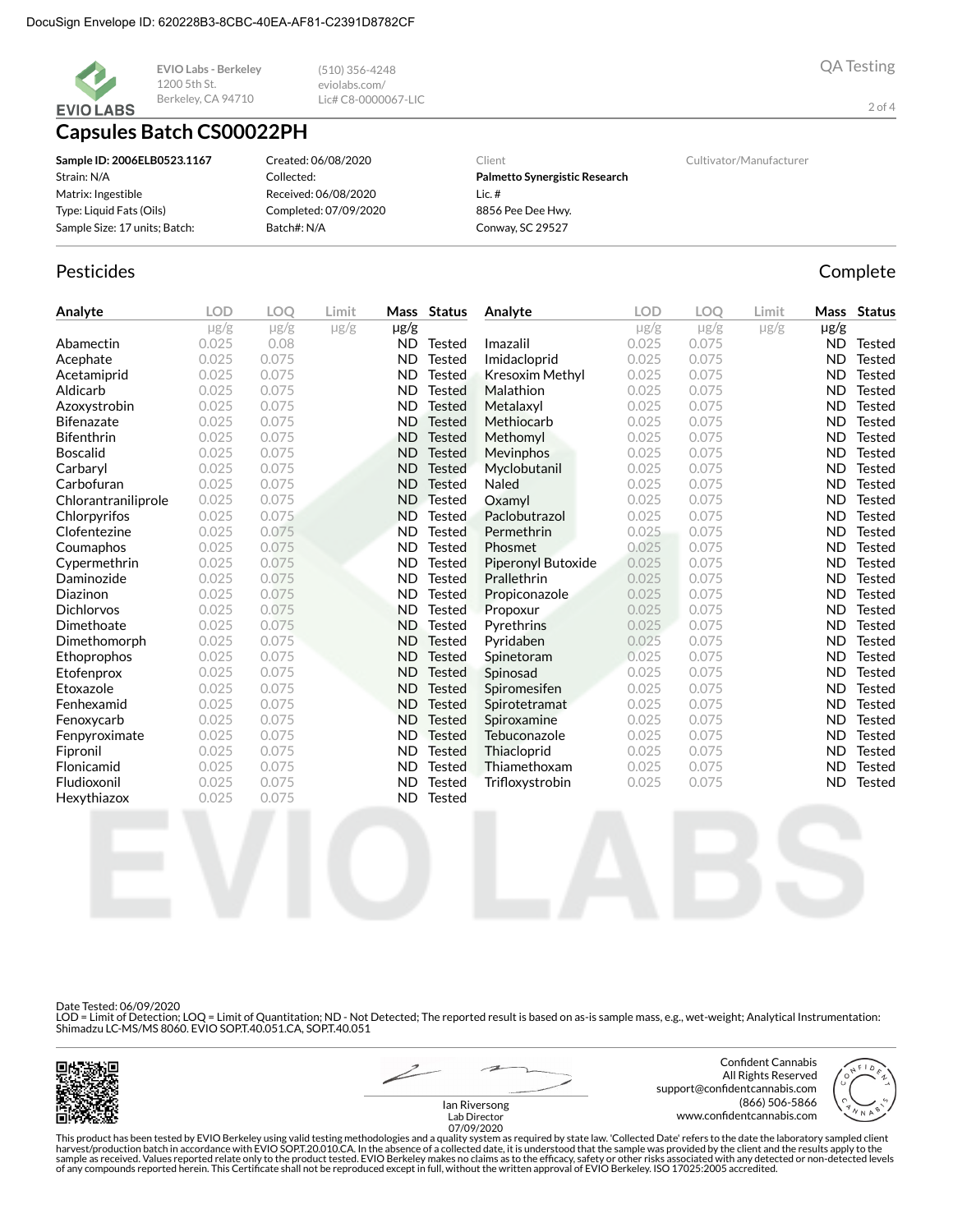DocuSign Envelope ID: 620228B3-8CBC-40EA-AF81-C2391D8782CF

EVIO LABS

EVIO Labs - Berkeley
1200 5th St.
Berkeley, CA 94710

(510) 356-4248
eviolabs.com/
Lic# C8-0000067-LIC

QA Testing

# Capsules Batch CS00022PH

**Sample ID: 2006ELB0523.1167**
Strain: N/A
Matrix: Ingestible
Type: Liquid Fats (Oils)
Sample Size: 17 units; Batch:

Created: 06/08/2020
Collected:
Received: 06/08/2020
Completed: 07/09/2020
Batch#: N/A

Client
**Palmetto Synergistic Research**
Lic. #
8856 Pee Dee Hwy.
Conway, SC 29527

Cultivator/Manufacturer

## Pesticides

Complete

| Analyte | LOD | LOQ | Limit | Mass | Status |
|---|---|---|---|---|---|
| | μg/g | μg/g | μg/g | μg/g | |
| Abamectin | 0.025 | 0.08 | | ND | Tested |
| Acephate | 0.025 | 0.075 | | ND | Tested |
| Acetamiprid | 0.025 | 0.075 | | ND | Tested |
| Aldicarb | 0.025 | 0.075 | | ND | Tested |
| Azoxystrobin | 0.025 | 0.075 | | ND | Tested |
| Bifenazate | 0.025 | 0.075 | | ND | Tested |
| Bifenthrin | 0.025 | 0.075 | | ND | Tested |
| Boscalid | 0.025 | 0.075 | | ND | Tested |
| Carbaryl | 0.025 | 0.075 | | ND | Tested |
| Carbofuran | 0.025 | 0.075 | | ND | Tested |
| Chlorantraniliprole | 0.025 | 0.075 | | ND | Tested |
| Chlorpyrifos | 0.025 | 0.075 | | ND | Tested |
| Clofentezine | 0.025 | 0.075 | | ND | Tested |
| Coumaphos | 0.025 | 0.075 | | ND | Tested |
| Cypermethrin | 0.025 | 0.075 | | ND | Tested |
| Daminozide | 0.025 | 0.075 | | ND | Tested |
| Diazinon | 0.025 | 0.075 | | ND | Tested |
| Dichlorvos | 0.025 | 0.075 | | ND | Tested |
| Dimethoate | 0.025 | 0.075 | | ND | Tested |
| Dimethomorph | 0.025 | 0.075 | | ND | Tested |
| Ethoprophos | 0.025 | 0.075 | | ND | Tested |
| Etofenprox | 0.025 | 0.075 | | ND | Tested |
| Etoxazole | 0.025 | 0.075 | | ND | Tested |
| Fenhexamid | 0.025 | 0.075 | | ND | Tested |
| Fenoxycarb | 0.025 | 0.075 | | ND | Tested |
| Fenpyroximate | 0.025 | 0.075 | | ND | Tested |
| Fipronil | 0.025 | 0.075 | | ND | Tested |
| Flonicamid | 0.025 | 0.075 | | ND | Tested |
| Fludioxonil | 0.025 | 0.075 | | ND | Tested |
| Hexythiazox | 0.025 | 0.075 | | ND | Tested |
| Imazalil | 0.025 | 0.075 | | ND | Tested |
| Imidacloprid | 0.025 | 0.075 | | ND | Tested |
| Kresoxim Methyl | 0.025 | 0.075 | | ND | Tested |
| Malathion | 0.025 | 0.075 | | ND | Tested |
| Metalaxyl | 0.025 | 0.075 | | ND | Tested |
| Methiocarb | 0.025 | 0.075 | | ND | Tested |
| Methomyl | 0.025 | 0.075 | | ND | Tested |
| Mevinphos | 0.025 | 0.075 | | ND | Tested |
| Myclobutanil | 0.025 | 0.075 | | ND | Tested |
| Naled | 0.025 | 0.075 | | ND | Tested |
| Oxamyl | 0.025 | 0.075 | | ND | Tested |
| Paclobutrazol | 0.025 | 0.075 | | ND | Tested |
| Permethrin | 0.025 | 0.075 | | ND | Tested |
| Phosmet | 0.025 | 0.075 | | ND | Tested |
| Piperonyl Butoxide | 0.025 | 0.075 | | ND | Tested |
| Prallethrin | 0.025 | 0.075 | | ND | Tested |
| Propiconazole | 0.025 | 0.075 | | ND | Tested |
| Propoxur | 0.025 | 0.075 | | ND | Tested |
| Pyrethrins | 0.025 | 0.075 | | ND | Tested |
| Pyridaben | 0.025 | 0.075 | | ND | Tested |
| Spinetoram | 0.025 | 0.075 | | ND | Tested |
| Spinosad | 0.025 | 0.075 | | ND | Tested |
| Spiromesifen | 0.025 | 0.075 | | ND | Tested |
| Spirotetramat | 0.025 | 0.075 | | ND | Tested |
| Spiroxamine | 0.025 | 0.075 | | ND | Tested |
| Tebuconazole | 0.025 | 0.075 | | ND | Tested |
| Thiacloprid | 0.025 | 0.075 | | ND | Tested |
| Thiamethoxam | 0.025 | 0.075 | | ND | Tested |
| Trifloxystrobin | 0.025 | 0.075 | | ND | Tested |

Date Tested: 06/09/2020
LOD = Limit of Detection; LOQ = Limit of Quantitation; ND - Not Detected; The reported result is based on as-is sample mass, e.g., wet-weight; Analytical Instrumentation: Shimadzu LC-MS/MS 8060. EVIO SOP.T.40.051.CA, SOP.T.40.051

Ian Riversong
Lab Director
07/09/2020

Confident Cannabis
All Rights Reserved
support@confidentcannabis.com
(866) 506-5866
www.confidentcannabis.com

This product has been tested by EVIO Berkeley using valid testing methodologies and a quality system as required by state law. 'Collected Date' refers to the date the laboratory sampled client harvest/production batch in accordance with EVIO SOP.T.20.010.CA. In the absence of a collected date, it is understood that the sample was provided by the client and the results apply to the sample as received. Values reported relate only to the product tested. EVIO Berkeley makes no claims as to the efficacy, safety or other risks associated with any detected or non-detected levels of any compounds reported herein. This Certificate shall not be reproduced except in full, without the written approval of EVIO Berkeley. ISO 17025:2005 accredited.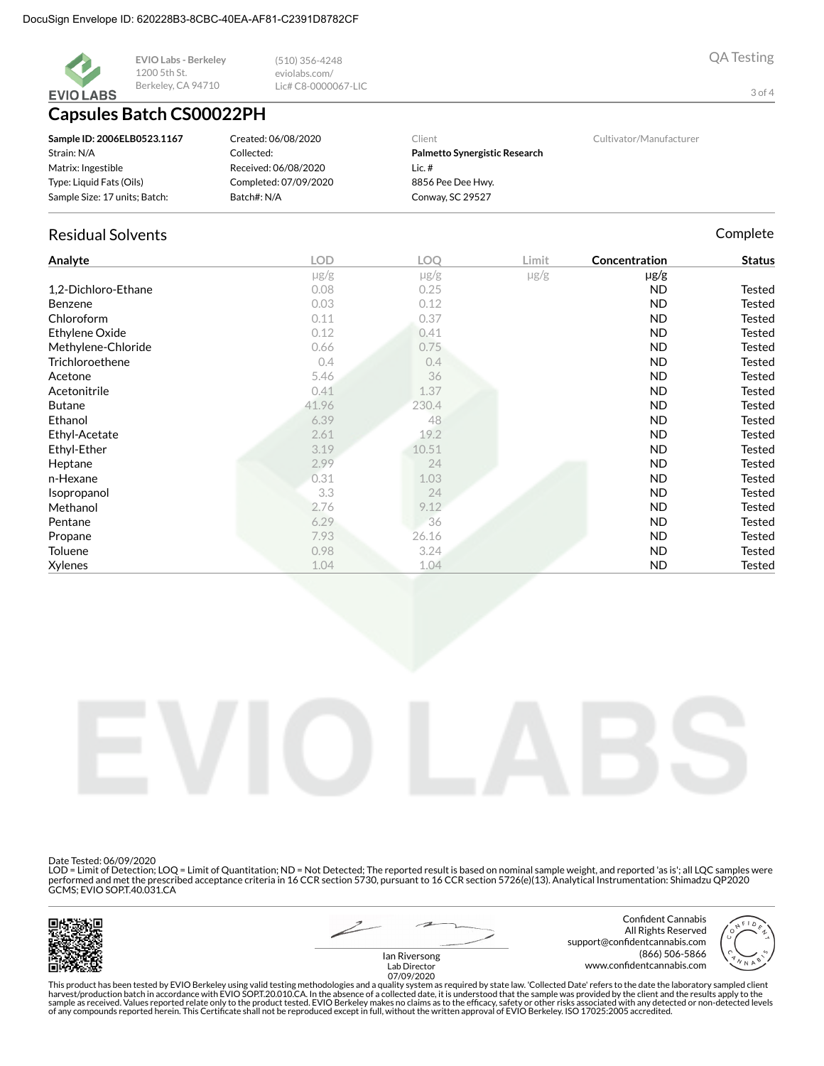DocuSign Envelope ID: 620228B3-8CBC-40EA-AF81-C2391D8782CF

EVIO LABS

**EVIO Labs - Berkeley**
1200 5th St.
Berkeley, CA 94710

(510) 356-4248
eviolabs.com/
Lic# C8-0000067-LIC

QA Testing

# Capsules Batch CS00022PH

**Sample ID: 2006ELB0523.1167**
Strain: N/A
Matrix: Ingestible
Type: Liquid Fats (Oils)
Sample Size: 17 units; Batch:

Created: 06/08/2020
Collected:
Received: 06/08/2020
Completed: 07/09/2020
Batch#: N/A

Client
**Palmetto Synergistic Research**
Lic. #
8856 Pee Dee Hwy.
Conway, SC 29527

Cultivator/Manufacturer

## Residual Solvents

Complete

| Analyte | LOD | LOQ | Limit | Concentration | Status |
|---|---|---|---|---|---|
| | μg/g | μg/g | μg/g | μg/g | |
| 1,2-Dichloro-Ethane | 0.08 | 0.25 | | ND | Tested |
| Benzene | 0.03 | 0.12 | | ND | Tested |
| Chloroform | 0.11 | 0.37 | | ND | Tested |
| Ethylene Oxide | 0.12 | 0.41 | | ND | Tested |
| Methylene-Chloride | 0.66 | 0.75 | | ND | Tested |
| Trichloroethene | 0.4 | 0.4 | | ND | Tested |
| Acetone | 5.46 | 36 | | ND | Tested |
| Acetonitrile | 0.41 | 1.37 | | ND | Tested |
| Butane | 41.96 | 230.4 | | ND | Tested |
| Ethanol | 6.39 | 48 | | ND | Tested |
| Ethyl-Acetate | 2.61 | 19.2 | | ND | Tested |
| Ethyl-Ether | 3.19 | 10.51 | | ND | Tested |
| Heptane | 2.99 | 24 | | ND | Tested |
| n-Hexane | 0.31 | 1.03 | | ND | Tested |
| Isopropanol | 3.3 | 24 | | ND | Tested |
| Methanol | 2.76 | 9.12 | | ND | Tested |
| Pentane | 6.29 | 36 | | ND | Tested |
| Propane | 7.93 | 26.16 | | ND | Tested |
| Toluene | 0.98 | 3.24 | | ND | Tested |
| Xylenes | 1.04 | 1.04 | | ND | Tested |

Date Tested: 06/09/2020
LOD = Limit of Detection; LOQ = Limit of Quantitation; ND = Not Detected; The reported result is based on nominal sample weight, and reported 'as is'; all LQC samples were performed and met the prescribed acceptance criteria in 16 CCR section 5730, pursuant to 16 CCR section 5726(e)(13). Analytical Instrumentation: Shimadzu QP2020 GCMS; EVIO SOP.T.40.031.CA

Ian Riversong
Lab Director
07/09/2020

Confident Cannabis
All Rights Reserved
support@confidentcannabis.com
(866) 506-5866
www.confidentcannabis.com

This product has been tested by EVIO Berkeley using valid testing methodologies and a quality system as required by state law. 'Collected Date' refers to the date the laboratory sampled client harvest/production batch in accordance with EVIO SOP.T.20.010.CA. In the absence of a collected date, it is understood that the sample was provided by the client and the results apply to the sample as received. Values reported relate only to the product tested. EVIO Berkeley makes no claims as to the efficacy, safety or other risks associated with any detected or non-detected levels of any compounds reported herein. This Certificate shall not be reproduced except in full, without the written approval of EVIO Berkeley. ISO 17025:2005 accredited.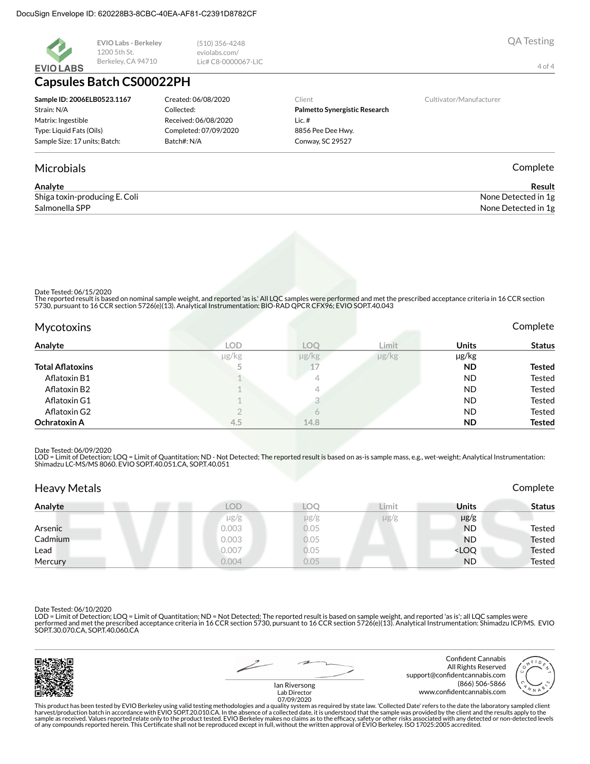DocuSign Envelope ID: 620228B3-8CBC-40EA-AF81-C2391D8782CF

EVIO LABS

**EVIO Labs - Berkeley**
1200 5th St.
Berkeley, CA 94710

(510) 356-4248
eviolabs.com/
Lic# C8-0000067-LIC

QA Testing

# Capsules Batch CS00022PH

**Sample ID: 2006ELB0523.1167**
Strain: N/A
Matrix: Ingestible
Type: Liquid Fats (Oils)
Sample Size: 17 units; Batch:

Created: 06/08/2020
Collected:
Received: 06/08/2020
Completed: 07/09/2020
Batch#: N/A

Client
**Palmetto Synergistic Research**
Lic. #
8856 Pee Dee Hwy.
Conway, SC 29527

Cultivator/Manufacturer

## Microbials

Complete

| Analyte | Result |
|---|---|
| Shiga toxin-producing E. Coli | None Detected in 1g |
| Salmonella SPP | None Detected in 1g |

Date Tested: 06/15/2020
The reported result is based on nominal sample weight, and reported 'as is.' All LQC samples were performed and met the prescribed acceptance criteria in 16 CCR section 5730, pursuant to 16 CCR section 5726(e)(13). Analytical Instrumentation: BIO-RAD QPCR CFX96; EVIO SOP.T.40.043

## Mycotoxins

Complete

| Analyte | LOD | LOQ | Limit | Units | Status |
|---|---|---|---|---|---|
| | μg/kg | μg/kg | μg/kg | μg/kg | |
| **Total Aflatoxins** | 5 | 17 | | **ND** | **Tested** |
| Aflatoxin B1 | 1 | 4 | | ND | Tested |
| Aflatoxin B2 | 1 | 4 | | ND | Tested |
| Aflatoxin G1 | 1 | 3 | | ND | Tested |
| Aflatoxin G2 | 2 | 6 | | ND | Tested |
| **Ochratoxin A** | 4.5 | 14.8 | | **ND** | **Tested** |

Date Tested: 06/09/2020
LOD = Limit of Detection; LOQ = Limit of Quantitation; ND - Not Detected; The reported result is based on as-is sample mass, e.g., wet-weight; Analytical Instrumentation: Shimadzu LC-MS/MS 8060. EVIO SOP.T.40.051.CA, SOP.T.40.051

## Heavy Metals

Complete

| Analyte | LOD | LOQ | Limit | Units | Status |
|---|---|---|---|---|---|
| | μg/g | μg/g | μg/g | μg/g | |
| Arsenic | 0.003 | 0.05 | | ND | Tested |
| Cadmium | 0.003 | 0.05 | | ND | Tested |
| Lead | 0.007 | 0.05 | | <LOQ | Tested |
| Mercury | 0.004 | 0.05 | | ND | Tested |

Date Tested: 06/10/2020
LOD = Limit of Detection; LOQ = Limit of Quantitation; ND = Not Detected; The reported result is based on sample weight, and reported 'as is'; all LQC samples were performed and met the prescribed acceptance criteria in 16 CCR section 5730, pursuant to 16 CCR section 5726(e)(13). Analytical Instrumentation: Shimadzu ICP/MS. EVIO SOP.T.30.070.CA, SOP.T.40.060.CA

Ian Riversong
Lab Director
07/09/2020

Confident Cannabis
All Rights Reserved
support@confidentcannabis.com
(866) 506-5866
www.confidentcannabis.com

This product has been tested by EVIO Berkeley using valid testing methodologies and a quality system as required by state law. 'Collected Date' refers to the date the laboratory sampled client harvest/production batch in accordance with EVIO SOP.T.20.010.CA. In the absence of a collected date, it is understood that the sample was provided by the client and the results apply to the sample as received. Values reported relate only to the product tested. EVIO Berkeley makes no claims as to the efficacy, safety or other risks associated with any detected or non-detected levels of any compounds reported herein. This Certificate shall not be reproduced except in full, without the written approval of EVIO Berkeley. ISO 17025:2005 accredited.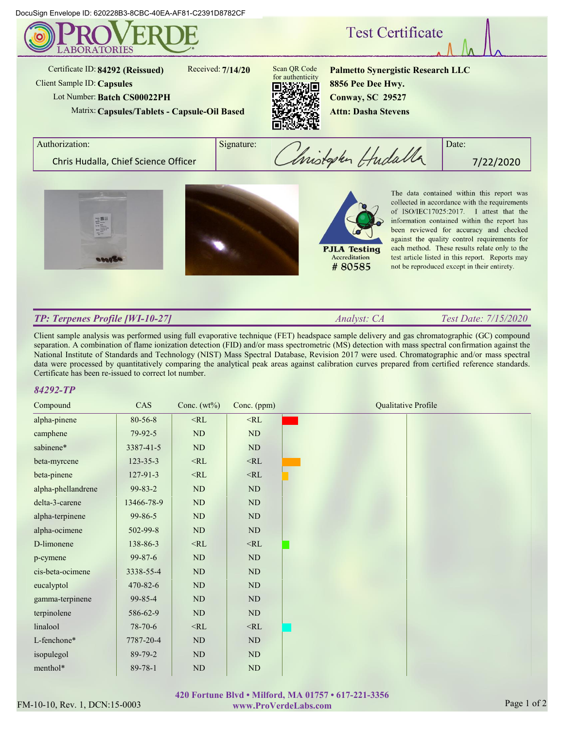DocuSign Envelope ID: 620228B3-8CBC-40EA-AF81-C2391D8782CF

# PROVERDE LABORATORIES

## Test Certificate

Certificate ID: **84292 (Reissued)** Received: **7/14/20**

Client Sample ID: **Capsules**

Lot Number: **Batch CS00022PH**

Matrix: **Capsules/Tablets - Capsule-Oil Based**

Scan QR Code for authenticity

**Palmetto Synergistic Research LLC**
**8856 Pee Dee Hwy.**
**Conway, SC 29527**
**Attn: Dasha Stevens**

| Authorization: | Signature: | Date: |
|---|---|---|
| Chris Hudalla, Chief Science Officer | Christopher Hudalla | 7/22/2020 |

PJLA Testing Accreditation # 80585

The data contained within this report was collected in accordance with the requirements of ISO/IEC17025:2017. I attest that the information contained within the report has been reviewed for accuracy and checked against the quality control requirements for each method. These results relate only to the test article listed in this report. Reports may not be reproduced except in their entirety.

### *TP: Terpenes Profile [WI-10-27]*

*Analyst: CA* *Test Date: 7/15/2020*

Client sample analysis was performed using full evaporative technique (FET) headspace sample delivery and gas chromatographic (GC) compound separation. A combination of flame ionization detection (FID) and/or mass spectrometric (MS) detection with mass spectral confirmation against the National Institute of Standards and Technology (NIST) Mass Spectral Database, Revision 2017 were used. Chromatographic and/or mass spectral data were processed by quantitatively comparing the analytical peak areas against calibration curves prepared from certified reference standards. Certificate has been re-issued to correct lot number.

*84292-TP*

| Compound | CAS | Conc. (wt%) | Conc. (ppm) | Qualitative Profile |
|---|---|---|---|---|
| alpha-pinene | 80-56-8 | <RL | <RL | |
| camphene | 79-92-5 | ND | ND | |
| sabinene* | 3387-41-5 | ND | ND | |
| beta-myrcene | 123-35-3 | <RL | <RL | |
| beta-pinene | 127-91-3 | <RL | <RL | |
| alpha-phellandrene | 99-83-2 | ND | ND | |
| delta-3-carene | 13466-78-9 | ND | ND | |
| alpha-terpinene | 99-86-5 | ND | ND | |
| alpha-ocimene | 502-99-8 | ND | ND | |
| D-limonene | 138-86-3 | <RL | <RL | |
| p-cymene | 99-87-6 | ND | ND | |
| cis-beta-ocimene | 3338-55-4 | ND | ND | |
| eucalyptol | 470-82-6 | ND | ND | |
| gamma-terpinene | 99-85-4 | ND | ND | |
| terpinolene | 586-62-9 | ND | ND | |
| linalool | 78-70-6 | <RL | <RL | |
| L-fenchone* | 7787-20-4 | ND | ND | |
| isopulegol | 89-79-2 | ND | ND | |
| menthol* | 89-78-1 | ND | ND | |

420 Fortune Blvd • Milford, MA 01757 • 617-221-3356
www.ProVerdeLabs.com

FM-10-10, Rev. 1, DCN:15-0003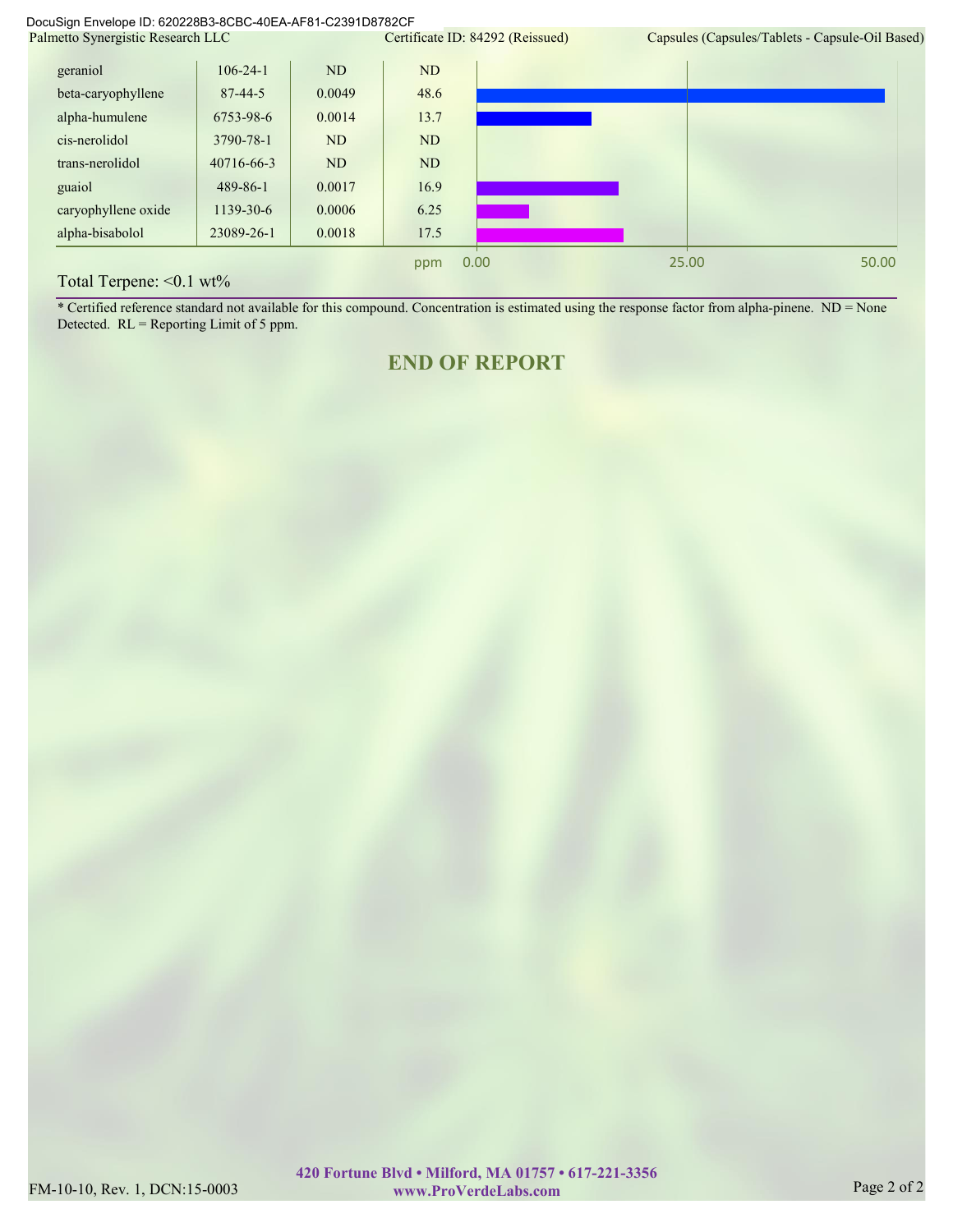| | | | |
|---|---|---|---|
| geraniol | 106-24-1 | ND | ND |
| beta-caryophyllene | 87-44-5 | 0.0049 | 48.6 |
| alpha-humulene | 6753-98-6 | 0.0014 | 13.7 |
| cis-nerolidol | 3790-78-1 | ND | ND |
| trans-nerolidol | 40716-66-3 | ND | ND |
| guaiol | 489-86-1 | 0.0017 | 16.9 |
| caryophyllene oxide | 1139-30-6 | 0.0006 | 6.25 |
| alpha-bisabolol | 23089-26-1 | 0.0018 | 17.5 |

ppm 0.00 25.00 50.00

Total Terpene: <0.1 wt%

* Certified reference standard not available for this compound. Concentration is estimated using the response factor from alpha-pinene. ND = None Detected. RL = Reporting Limit of 5 ppm.

## END OF REPORT

**420 Fortune Blvd • Milford, MA 01757 • 617-221-3356**
**www.ProVerdeLabs.com**

FM-10-10, Rev. 1, DCN:15-0003